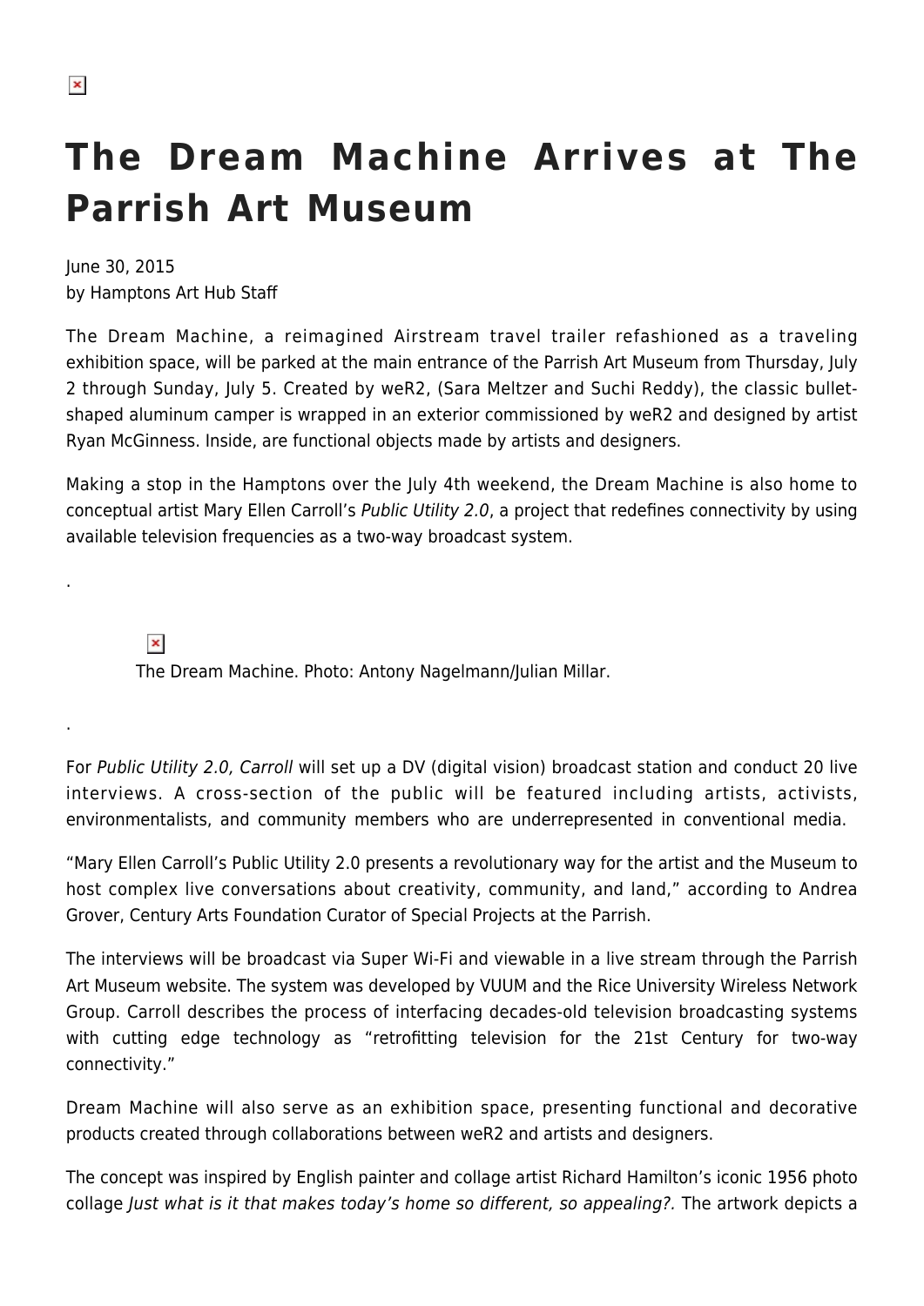# The Dream Machine Arrives at The Parrish Art Museum

June 30, 2015
by Hamptons Art Hub Staff

The Dream Machine, a reimagined Airstream travel trailer refashioned as a traveling exhibition space, will be parked at the main entrance of the Parrish Art Museum from Thursday, July 2 through Sunday, July 5. Created by weR2, (Sara Meltzer and Suchi Reddy), the classic bullet-shaped aluminum camper is wrapped in an exterior commissioned by weR2 and designed by artist Ryan McGinness. Inside, are functional objects made by artists and designers.

Making a stop in the Hamptons over the July 4th weekend, the Dream Machine is also home to conceptual artist Mary Ellen Carroll's *Public Utility 2.0*, a project that redefines connectivity by using available television frequencies as a two-way broadcast system.

.

The Dream Machine. Photo: Antony Nagelmann/Julian Millar.

.

For *Public Utility 2.0, Carroll* will set up a DV (digital vision) broadcast station and conduct 20 live interviews. A cross-section of the public will be featured including artists, activists, environmentalists, and community members who are underrepresented in conventional media.

"Mary Ellen Carroll's Public Utility 2.0 presents a revolutionary way for the artist and the Museum to host complex live conversations about creativity, community, and land," according to Andrea Grover, Century Arts Foundation Curator of Special Projects at the Parrish.

The interviews will be broadcast via Super Wi-Fi and viewable in a live stream through the Parrish Art Museum website. The system was developed by VUUM and the Rice University Wireless Network Group. Carroll describes the process of interfacing decades-old television broadcasting systems with cutting edge technology as "retrofitting television for the 21st Century for two-way connectivity."

Dream Machine will also serve as an exhibition space, presenting functional and decorative products created through collaborations between weR2 and artists and designers.

The concept was inspired by English painter and collage artist Richard Hamilton's iconic 1956 photo collage *Just what is it that makes today's home so different, so appealing?.* The artwork depicts a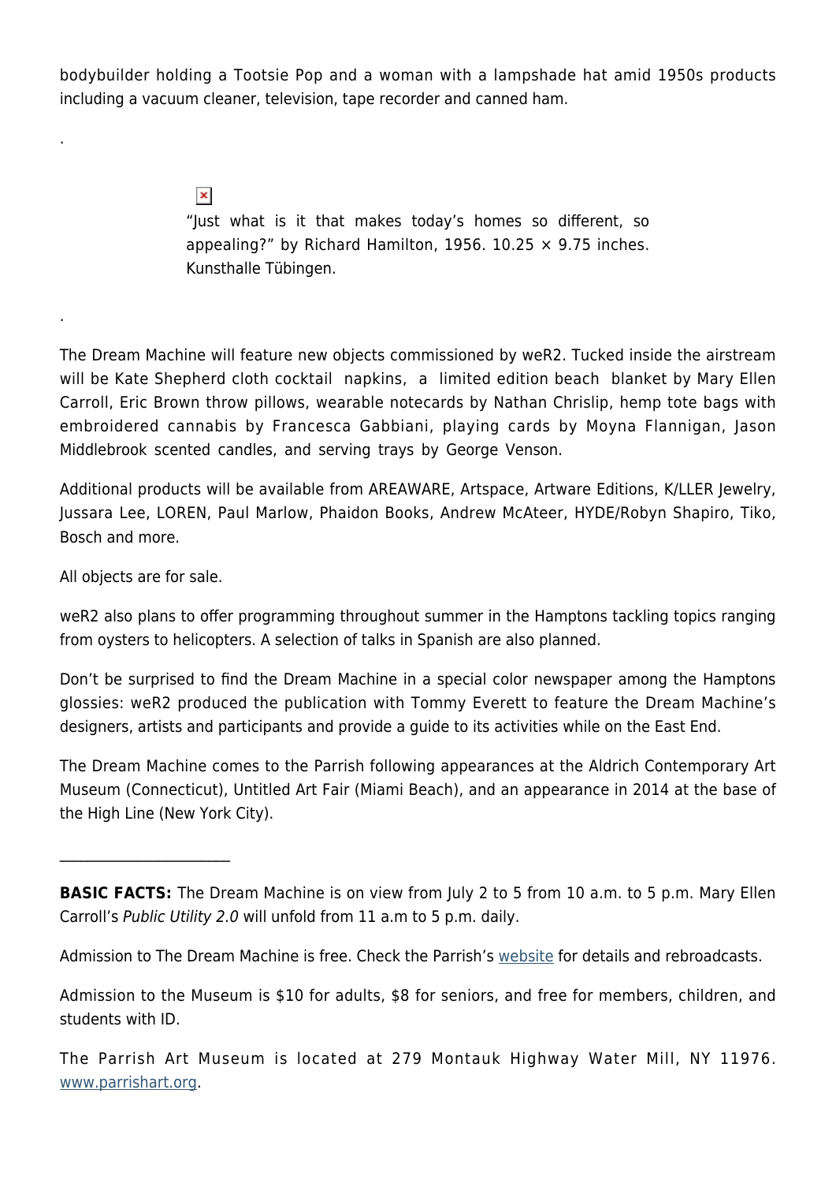bodybuilder holding a Tootsie Pop and a woman with a lampshade hat amid 1950s products including a vacuum cleaner, television, tape recorder and canned ham.

.

"Just what is it that makes today's homes so different, so appealing?" by Richard Hamilton, 1956. 10.25 × 9.75 inches. Kunsthalle Tübingen.

.

The Dream Machine will feature new objects commissioned by weR2. Tucked inside the airstream will be Kate Shepherd cloth cocktail napkins, a limited edition beach blanket by Mary Ellen Carroll, Eric Brown throw pillows, wearable notecards by Nathan Chrislip, hemp tote bags with embroidered cannabis by Francesca Gabbiani, playing cards by Moyna Flannigan, Jason Middlebrook scented candles, and serving trays by George Venson.

Additional products will be available from AREAWARE, Artspace, Artware Editions, K/LLER Jewelry, Jussara Lee, LOREN, Paul Marlow, Phaidon Books, Andrew McAteer, HYDE/Robyn Shapiro, Tiko, Bosch and more.

All objects are for sale.

weR2 also plans to offer programming throughout summer in the Hamptons tackling topics ranging from oysters to helicopters. A selection of talks in Spanish are also planned.

Don't be surprised to find the Dream Machine in a special color newspaper among the Hamptons glossies: weR2 produced the publication with Tommy Everett to feature the Dream Machine's designers, artists and participants and provide a guide to its activities while on the East End.

The Dream Machine comes to the Parrish following appearances at the Aldrich Contemporary Art Museum (Connecticut), Untitled Art Fair (Miami Beach), and an appearance in 2014 at the base of the High Line (New York City).

---

**BASIC FACTS:** The Dream Machine is on view from July 2 to 5 from 10 a.m. to 5 p.m. Mary Ellen Carroll's *Public Utility 2.0* will unfold from 11 a.m to 5 p.m. daily.

Admission to The Dream Machine is free. Check the Parrish's website for details and rebroadcasts.

Admission to the Museum is $10 for adults, $8 for seniors, and free for members, children, and students with ID.

The Parrish Art Museum is located at 279 Montauk Highway Water Mill, NY 11976. www.parrishart.org.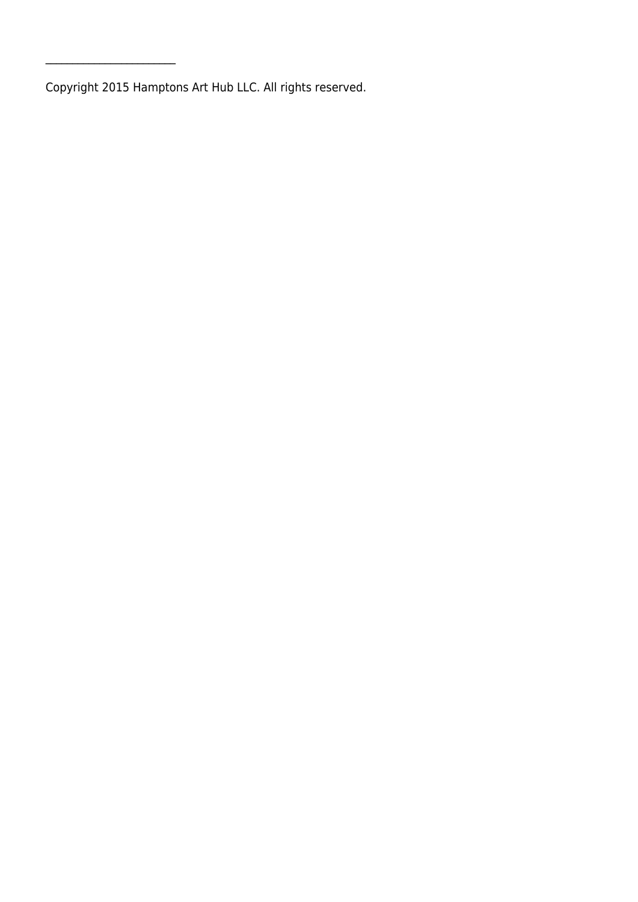_______________________

Copyright 2015 Hamptons Art Hub LLC. All rights reserved.